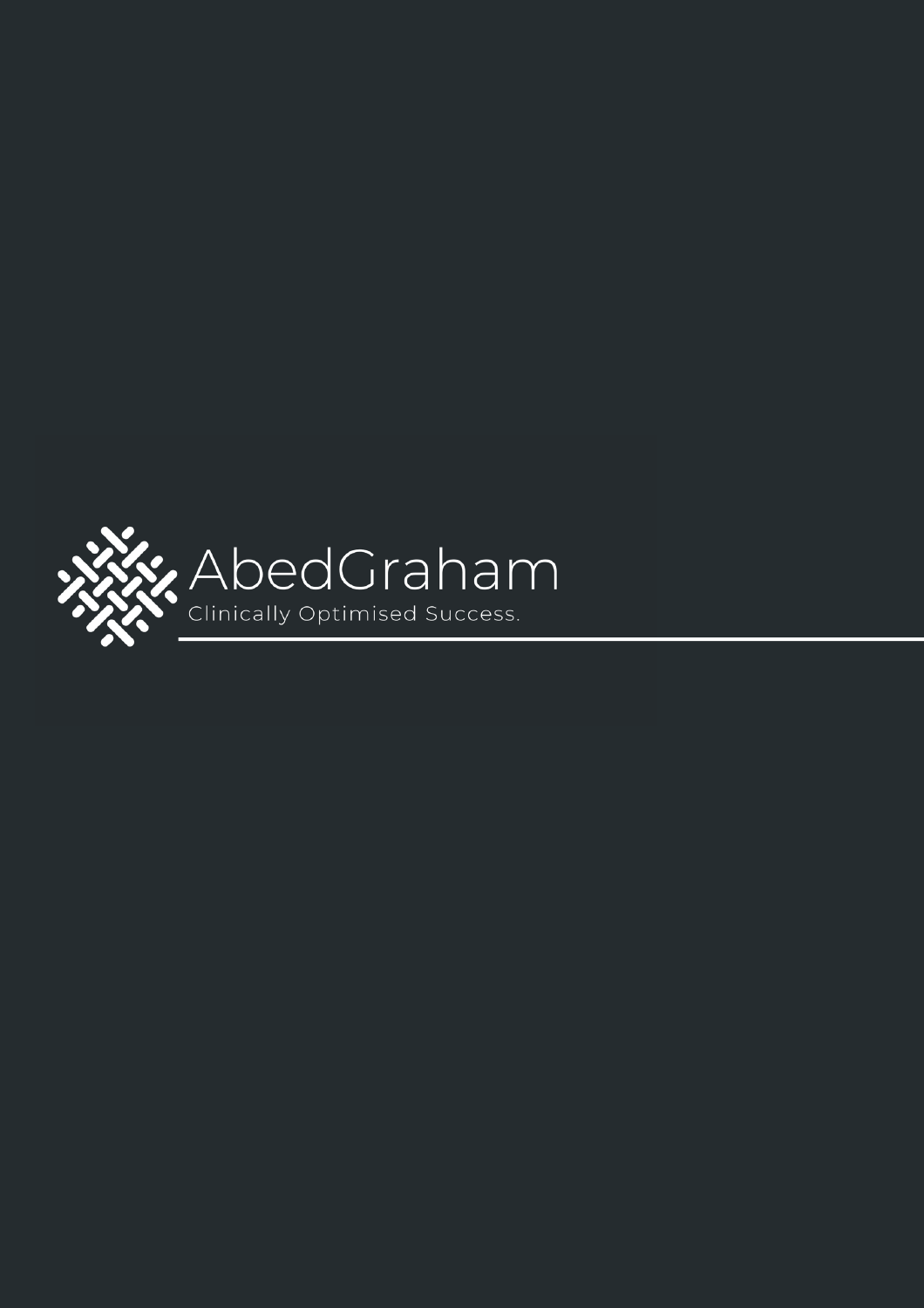AbedGraham

Clinically Optimised Success.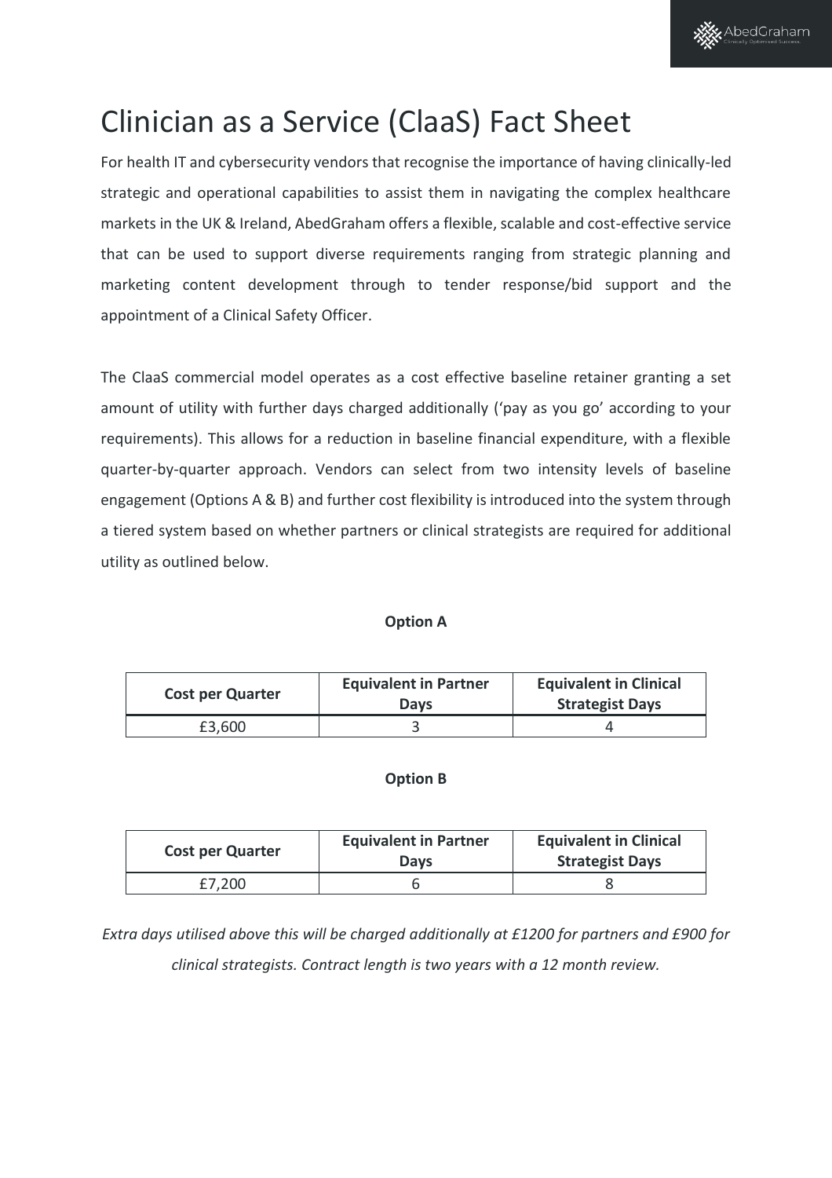# Clinician as a Service (ClaaS) Fact Sheet

For health IT and cybersecurity vendors that recognise the importance of having clinically-led strategic and operational capabilities to assist them in navigating the complex healthcare markets in the UK & Ireland, AbedGraham offers a flexible, scalable and cost-effective service that can be used to support diverse requirements ranging from strategic planning and marketing content development through to tender response/bid support and the appointment of a Clinical Safety Officer.

The ClaaS commercial model operates as a cost effective baseline retainer granting a set amount of utility with further days charged additionally ('pay as you go' according to your requirements). This allows for a reduction in baseline financial expenditure, with a flexible quarter-by-quarter approach. Vendors can select from two intensity levels of baseline engagement (Options A & B) and further cost flexibility is introduced into the system through a tiered system based on whether partners or clinical strategists are required for additional utility as outlined below.

**Option A**

| Cost per Quarter | Equivalent in Partner Days | Equivalent in Clinical Strategist Days |
| --- | --- | --- |
| £3,600 | 3 | 4 |

**Option B**

| Cost per Quarter | Equivalent in Partner Days | Equivalent in Clinical Strategist Days |
| --- | --- | --- |
| £7,200 | 6 | 8 |

*Extra days utilised above this will be charged additionally at £1200 for partners and £900 for clinical strategists. Contract length is two years with a 12 month review.*